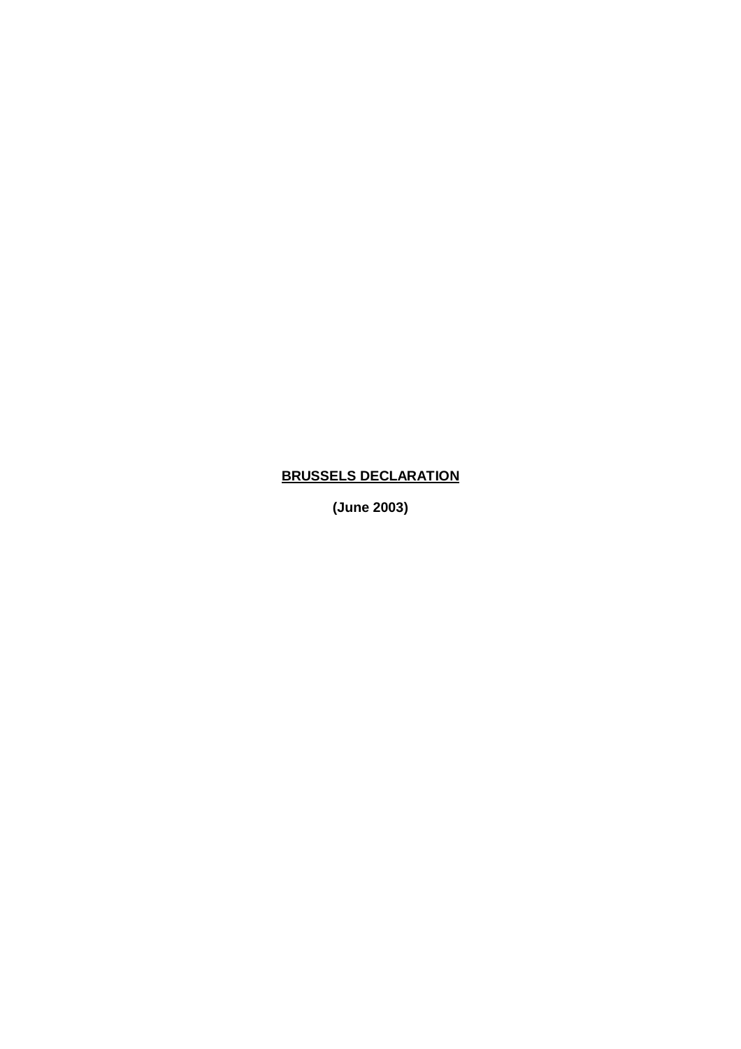# **BRUSSELS DECLARATION**

**(June 2003)**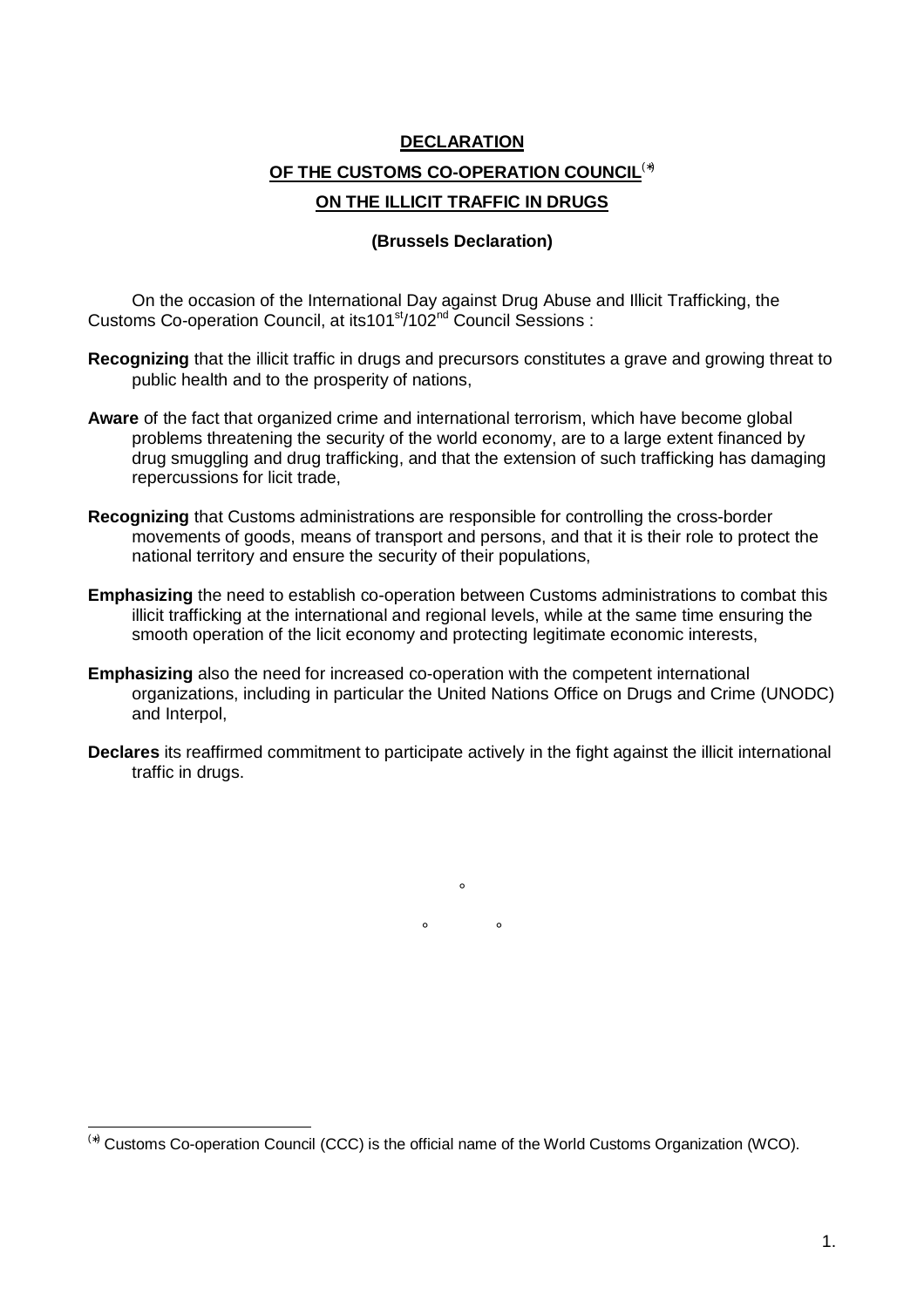**DECLARATION**

**OF THE CUSTOMS CO-OPERATION COUNCIL**[*]

**ON THE ILLICIT TRAFFIC IN DRUGS**

**(Brussels Declaration)**

On the occasion of the International Day against Drug Abuse and Illicit Trafficking, the Customs Co-operation Council, at its101st/102nd Council Sessions :

**Recognizing** that the illicit traffic in drugs and precursors constitutes a grave and growing threat to public health and to the prosperity of nations,

**Aware** of the fact that organized crime and international terrorism, which have become global problems threatening the security of the world economy, are to a large extent financed by drug smuggling and drug trafficking, and that the extension of such trafficking has damaging repercussions for licit trade,

**Recognizing** that Customs administrations are responsible for controlling the cross-border movements of goods, means of transport and persons, and that it is their role to protect the national territory and ensure the security of their populations,

**Emphasizing** the need to establish co-operation between Customs administrations to combat this illicit trafficking at the international and regional levels, while at the same time ensuring the smooth operation of the licit economy and protecting legitimate economic interests,

**Emphasizing** also the need for increased co-operation with the competent international organizations, including in particular the United Nations Office on Drugs and Crime (UNODC) and Interpol,

**Declares** its reaffirmed commitment to participate actively in the fight against the illicit international traffic in drugs.

°

° °

---

[*] Customs Co-operation Council (CCC) is the official name of the World Customs Organization (WCO).